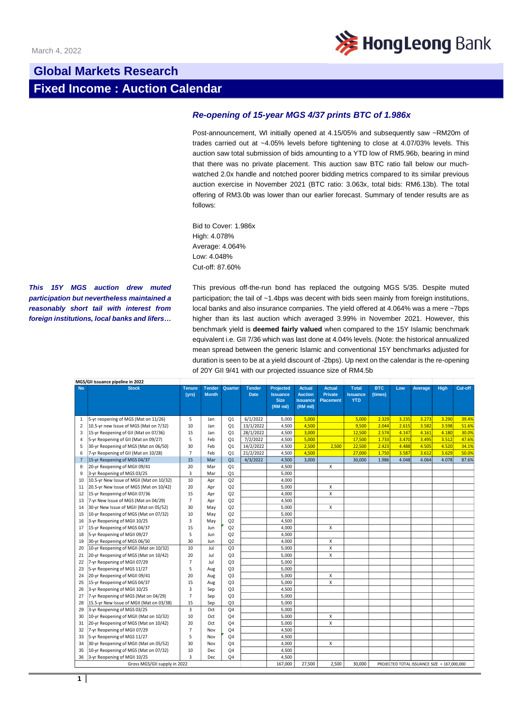March 4, 2022

# Global Markets Research

## Fixed Income : Auction Calendar

### *Re-opening of 15-year MGS 4/37 prints BTC of 1.986x*

Post-announcement, WI initially opened at 4.15/05% and subsequently saw ~RM20m of trades carried out at ~4.05% levels before tightening to close at 4.07/03% levels. This auction saw total submission of bids amounting to a YTD low of RM5.96b, bearing in mind that there was no private placement. This auction saw BTC ratio fall below our much-watched 2.0x handle and notched poorer bidding metrics compared to its similar previous auction exercise in November 2021 (BTC ratio: 3.063x, total bids: RM6.13b). The total offering of RM3.0b was lower than our earlier forecast. Summary of tender results are as follows:

Bid to Cover: 1.986x
High: 4.078%
Average: 4.064%
Low: 4.048%
Cut-off: 87.60%

***This 15Y MGS auction drew muted participation but nevertheless maintained a reasonably short tail with interest from foreign institutions, local banks and lifers…***

This previous off-the-run bond has replaced the outgoing MGS 5/35. Despite muted participation; the tail of ~1.4bps was decent with bids seen mainly from foreign institutions, local banks and also insurance companies. The yield offered at 4.064% was a mere ~7bps higher than its last auction which averaged 3.99% in November 2021. However, this benchmark yield is **deemed fairly valued** when compared to the 15Y Islamic benchmark equivalent i.e. GII 7/36 which was last done at 4.04% levels. (Note: the historical annualized mean spread between the generic Islamic and conventional 15Y benchmarks adjusted for duration is seen to be at a yield discount of -2bps). Up next on the calendar is the re-opening of 20Y GII 9/41 with our projected issuance size of RM4.5b

**MGS/GII issuance pipeline in 2022**

| No | Stock | Tenure (yrs) | Tender Month | Quarter | Tender Date | Projected Issuance Size (RM mil) | Actual Auction Issuance (RM mil) | Actual Private Placement | Total Issuance YTD | BTC (times) | Low | Average | High | Cut-off |
|---|---|---|---|---|---|---|---|---|---|---|---|---|---|---|
| 1 | 5-yr reopening of MGS (Mat on 11/26) | 5 | Jan | Q1 | 6/1/2022 | 5,000 | 5,000 | | 5,000 | 2.329 | 3.235 | 3.273 | 3.290 | 39.4% |
| 2 | 10.5-yr new Issue of MGS (Mat on 7/32) | 10 | Jan | Q1 | 13/1/2022 | 4,500 | 4,500 | | 9,500 | 2.044 | 2.615 | 3.582 | 3.598 | 51.6% |
| 3 | 15-yr Reopening of GII (Mat on 07/36) | 15 | Jan | Q1 | 28/1/2022 | 4,500 | 3,000 | | 12,500 | 2.574 | 4.147 | 4.161 | 4.180 | 30.0% |
| 4 | 5-yr Reopening of GII (Mat on 09/27) | 5 | Feb | Q1 | 7/2/2022 | 4,500 | 5,000 | | 17,500 | 1.733 | 3.470 | 3.495 | 3.512 | 47.6% |
| 5 | 30-yr Reopening of MGS (Mat on 06/50) | 30 | Feb | Q1 | 14/2/2022 | 4,500 | 2,500 | 2,500 | 22,500 | 2.423 | 4.488 | 4.505 | 4.520 | 34.1% |
| 6 | 7-yr Reopening of GII (Mat on 10/28) | 7 | Feb | Q1 | 21/2/2022 | 4,500 | 4,500 | | 27,000 | 1.750 | 3.587 | 3.612 | 3.629 | 50.0% |
| 7 | 15-yr Reopening of MGS 04/37 | 15 | Mar | Q1 | 4/3/2022 | 4,500 | 3,000 | | 30,000 | 1.986 | 4.048 | 4.064 | 4.078 | 87.6% |
| 8 | 20-yr Reopening of MGII 09/41 | 20 | Mar | Q1 | | 4,500 | | X | | | | | | |
| 9 | 3-yr Reopening of MGS 03/25 | 3 | Mar | Q1 | | 5,000 | | | | | | | | |
| 10 | 10.5-yr New Issue of MGII (Mat on 10/32) | 10 | Apr | Q2 | | 4,000 | | | | | | | | |
| 11 | 20.5-yr New Issue of MGS (Mat on 10/42) | 20 | Apr | Q2 | | 5,000 | | X | | | | | | |
| 12 | 15-yr Reopening of MGII 07/36 | 15 | Apr | Q2 | | 4,000 | | X | | | | | | |
| 13 | 7-yr New Issue of MGS (Mat on 04/29) | 7 | Apr | Q2 | | 4,500 | | | | | | | | |
| 14 | 30-yr New Issue of MGII (Mat on 05/52) | 30 | May | Q2 | | 5,000 | | X | | | | | | |
| 15 | 10-yr Reopening of MGS (Mat on 07/32) | 10 | May | Q2 | | 5,000 | | | | | | | | |
| 16 | 3-yr Reopening of MGII 10/25 | 3 | May | Q2 | | 4,500 | | | | | | | | |
| 17 | 15-yr Reopening of MGS 04/37 | 15 | Jun | Q2 | | 4,000 | | X | | | | | | |
| 18 | 5-yr Reopening of MGII 09/27 | 5 | Jun | Q2 | | 4,000 | | | | | | | | |
| 19 | 30-yr Reopening of MGS 06/50 | 30 | Jun | Q2 | | 4,000 | | X | | | | | | |
| 20 | 10-yr Reopening of MGII (Mat on 10/32) | 10 | Jul | Q3 | | 5,000 | | X | | | | | | |
| 21 | 20-yr Reopening of MGS (Mat on 10/42) | 20 | Jul | Q3 | | 5,000 | | X | | | | | | |
| 22 | 7-yr Reopening of MGII 07/29 | 7 | Jul | Q3 | | 5,000 | | | | | | | | |
| 23 | 5-yr Reopening of MGS 11/27 | 5 | Aug | Q3 | | 5,000 | | | | | | | | |
| 24 | 20-yr Reopening of MGII 09/41 | 20 | Aug | Q3 | | 5,000 | | X | | | | | | |
| 25 | 15-yr Reopening of MGS 04/37 | 15 | Aug | Q3 | | 5,000 | | X | | | | | | |
| 26 | 3-yr Reopening of MGII 10/25 | 3 | Sep | Q3 | | 4,500 | | | | | | | | |
| 27 | 7-yr Reopening of MGS (Mat on 04/29) | 7 | Sep | Q3 | | 5,000 | | | | | | | | |
| 28 | 15.5-yr New Issue of MGII (Mat on 03/38) | 15 | Sep | Q3 | | 5,000 | | | | | | | | |
| 29 | 3-yr Reopening of MGS 03/25 | 3 | Oct | Q4 | | 5,000 | | | | | | | | |
| 30 | 10-yr Reopening of MGII (Mat on 10/32) | 10 | Oct | Q4 | | 5,000 | | X | | | | | | |
| 31 | 20-yr Reopening of MGS (Mat on 10/42) | 20 | Oct | Q4 | | 5,000 | | X | | | | | | |
| 32 | 7-yr Reopening of MGII 07/29 | 7 | Nov | Q4 | | 4,500 | | | | | | | | |
| 33 | 5-yr Reopening of MGS 11/27 | 5 | Nov | Q4 | | 4,500 | | | | | | | | |
| 34 | 30-yr Reopening of MGII (Mat on 05/52) | 30 | Nov | Q4 | | 4,000 | | X | | | | | | |
| 35 | 10-yr Reopening of MGS (Mat on 07/32) | 10 | Dec | Q4 | | 4,500 | | | | | | | | |
| 36 | 3-yr Reopening of MGII 10/25 | 3 | Dec | Q4 | | 4,500 | | | | | | | | |
| | Gross MGS/GII supply in 2022 | | | | | 167,000 | 27,500 | 2,500 | 30,000 | PROJECTED TOTAL ISSUANCE SIZE = 167,000,000 | | | | |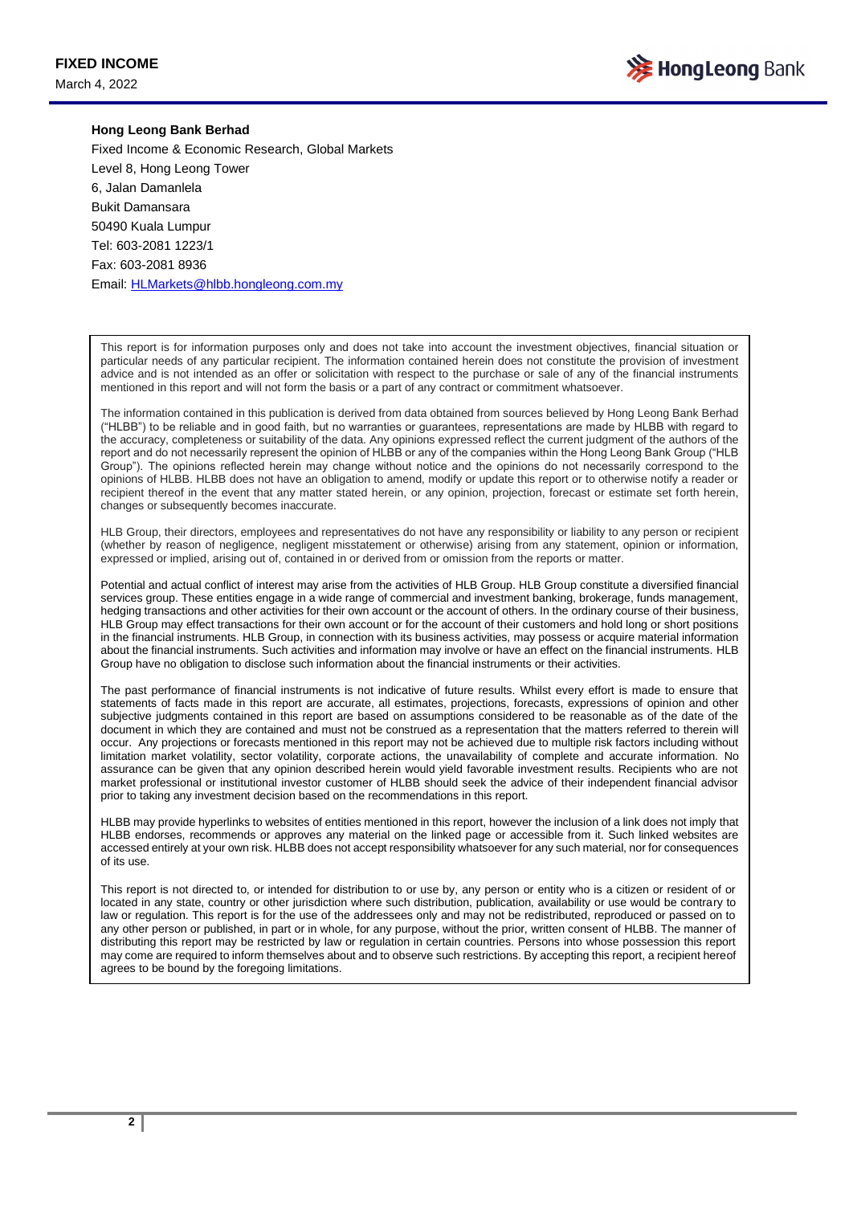**Hong Leong Bank Berhad**

Fixed Income & Economic Research, Global Markets
Level 8, Hong Leong Tower
6, Jalan Damanlela
Bukit Damansara
50490 Kuala Lumpur
Tel: 603-2081 1223/1
Fax: 603-2081 8936
Email: HLMarkets@hlbb.hongleong.com.my

This report is for information purposes only and does not take into account the investment objectives, financial situation or particular needs of any particular recipient. The information contained herein does not constitute the provision of investment advice and is not intended as an offer or solicitation with respect to the purchase or sale of any of the financial instruments mentioned in this report and will not form the basis or a part of any contract or commitment whatsoever.

The information contained in this publication is derived from data obtained from sources believed by Hong Leong Bank Berhad ("HLBB") to be reliable and in good faith, but no warranties or guarantees, representations are made by HLBB with regard to the accuracy, completeness or suitability of the data. Any opinions expressed reflect the current judgment of the authors of the report and do not necessarily represent the opinion of HLBB or any of the companies within the Hong Leong Bank Group ("HLB Group"). The opinions reflected herein may change without notice and the opinions do not necessarily correspond to the opinions of HLBB. HLBB does not have an obligation to amend, modify or update this report or to otherwise notify a reader or recipient thereof in the event that any matter stated herein, or any opinion, projection, forecast or estimate set forth herein, changes or subsequently becomes inaccurate.

HLB Group, their directors, employees and representatives do not have any responsibility or liability to any person or recipient (whether by reason of negligence, negligent misstatement or otherwise) arising from any statement, opinion or information, expressed or implied, arising out of, contained in or derived from or omission from the reports or matter.

Potential and actual conflict of interest may arise from the activities of HLB Group. HLB Group constitute a diversified financial services group. These entities engage in a wide range of commercial and investment banking, brokerage, funds management, hedging transactions and other activities for their own account or the account of others. In the ordinary course of their business, HLB Group may effect transactions for their own account or for the account of their customers and hold long or short positions in the financial instruments. HLB Group, in connection with its business activities, may possess or acquire material information about the financial instruments. Such activities and information may involve or have an effect on the financial instruments. HLB Group have no obligation to disclose such information about the financial instruments or their activities.

The past performance of financial instruments is not indicative of future results. Whilst every effort is made to ensure that statements of facts made in this report are accurate, all estimates, projections, forecasts, expressions of opinion and other subjective judgments contained in this report are based on assumptions considered to be reasonable as of the date of the document in which they are contained and must not be construed as a representation that the matters referred to therein will occur. Any projections or forecasts mentioned in this report may not be achieved due to multiple risk factors including without limitation market volatility, sector volatility, corporate actions, the unavailability of complete and accurate information. No assurance can be given that any opinion described herein would yield favorable investment results. Recipients who are not market professional or institutional investor customer of HLBB should seek the advice of their independent financial advisor prior to taking any investment decision based on the recommendations in this report.

HLBB may provide hyperlinks to websites of entities mentioned in this report, however the inclusion of a link does not imply that HLBB endorses, recommends or approves any material on the linked page or accessible from it. Such linked websites are accessed entirely at your own risk. HLBB does not accept responsibility whatsoever for any such material, nor for consequences of its use.

This report is not directed to, or intended for distribution to or use by, any person or entity who is a citizen or resident of or located in any state, country or other jurisdiction where such distribution, publication, availability or use would be contrary to law or regulation. This report is for the use of the addressees only and may not be redistributed, reproduced or passed on to any other person or published, in part or in whole, for any purpose, without the prior, written consent of HLBB. The manner of distributing this report may be restricted by law or regulation in certain countries. Persons into whose possession this report may come are required to inform themselves about and to observe such restrictions. By accepting this report, a recipient hereof agrees to be bound by the foregoing limitations.